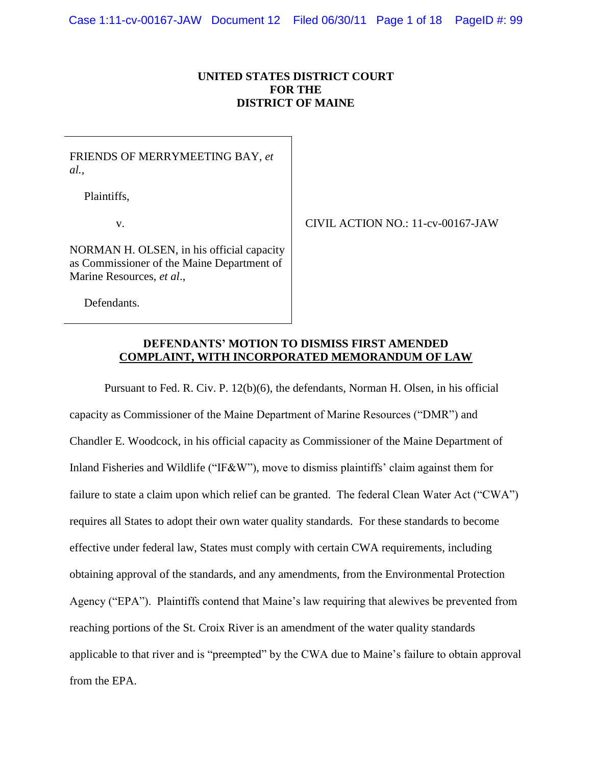**UNITED STATES DISTRICT COURT**
**FOR THE**
**DISTRICT OF MAINE**

| | |
|---|---|
| FRIENDS OF MERRYMEETING BAY, *et al.*,<br><br>Plaintiffs,<br><br>v.<br><br>NORMAN H. OLSEN, in his official capacity as Commissioner of the Maine Department of Marine Resources, *et al.*,<br><br>Defendants. | CIVIL ACTION NO.: 11-cv-00167-JAW |

**DEFENDANTS' MOTION TO DISMISS FIRST AMENDED COMPLAINT, WITH INCORPORATED MEMORANDUM OF LAW**

Pursuant to Fed. R. Civ. P. 12(b)(6), the defendants, Norman H. Olsen, in his official capacity as Commissioner of the Maine Department of Marine Resources ("DMR") and Chandler E. Woodcock, in his official capacity as Commissioner of the Maine Department of Inland Fisheries and Wildlife ("IF&W"), move to dismiss plaintiffs' claim against them for failure to state a claim upon which relief can be granted. The federal Clean Water Act ("CWA") requires all States to adopt their own water quality standards. For these standards to become effective under federal law, States must comply with certain CWA requirements, including obtaining approval of the standards, and any amendments, from the Environmental Protection Agency ("EPA"). Plaintiffs contend that Maine's law requiring that alewives be prevented from reaching portions of the St. Croix River is an amendment of the water quality standards applicable to that river and is "preempted" by the CWA due to Maine's failure to obtain approval from the EPA.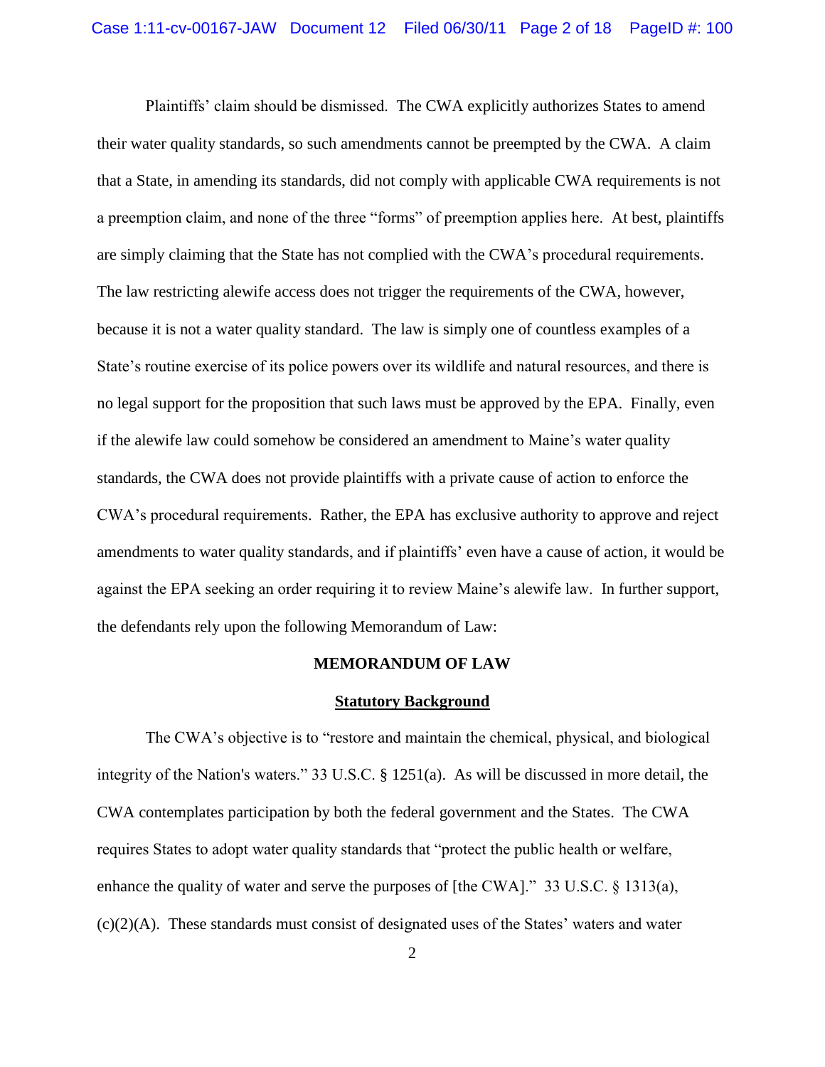Plaintiffs' claim should be dismissed. The CWA explicitly authorizes States to amend their water quality standards, so such amendments cannot be preempted by the CWA. A claim that a State, in amending its standards, did not comply with applicable CWA requirements is not a preemption claim, and none of the three "forms" of preemption applies here. At best, plaintiffs are simply claiming that the State has not complied with the CWA's procedural requirements. The law restricting alewife access does not trigger the requirements of the CWA, however, because it is not a water quality standard. The law is simply one of countless examples of a State's routine exercise of its police powers over its wildlife and natural resources, and there is no legal support for the proposition that such laws must be approved by the EPA. Finally, even if the alewife law could somehow be considered an amendment to Maine's water quality standards, the CWA does not provide plaintiffs with a private cause of action to enforce the CWA's procedural requirements. Rather, the EPA has exclusive authority to approve and reject amendments to water quality standards, and if plaintiffs' even have a cause of action, it would be against the EPA seeking an order requiring it to review Maine's alewife law. In further support, the defendants rely upon the following Memorandum of Law:

## MEMORANDUM OF LAW

### Statutory Background

The CWA's objective is to "restore and maintain the chemical, physical, and biological integrity of the Nation's waters." 33 U.S.C. § 1251(a). As will be discussed in more detail, the CWA contemplates participation by both the federal government and the States. The CWA requires States to adopt water quality standards that "protect the public health or welfare, enhance the quality of water and serve the purposes of [the CWA]." 33 U.S.C. § 1313(a), (c)(2)(A). These standards must consist of designated uses of the States' waters and water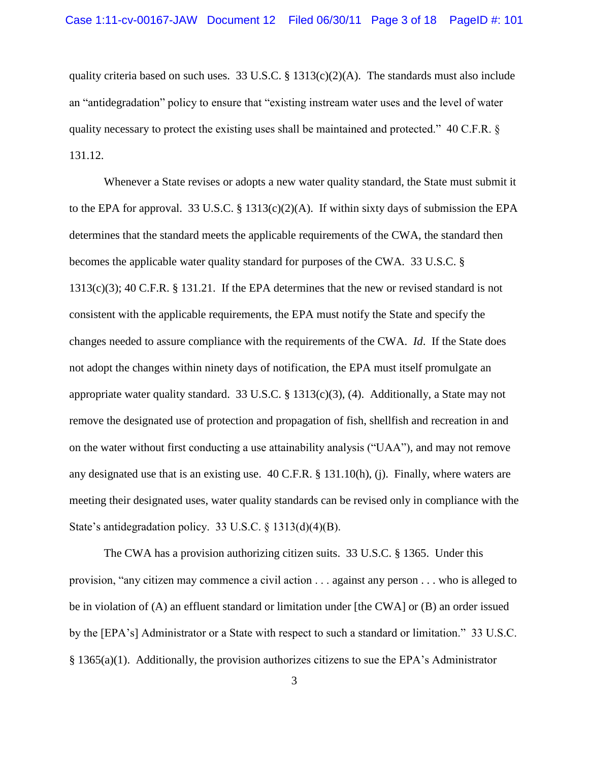quality criteria based on such uses. 33 U.S.C. § 1313(c)(2)(A). The standards must also include an "antidegradation" policy to ensure that "existing instream water uses and the level of water quality necessary to protect the existing uses shall be maintained and protected." 40 C.F.R. § 131.12.

Whenever a State revises or adopts a new water quality standard, the State must submit it to the EPA for approval. 33 U.S.C. § 1313(c)(2)(A). If within sixty days of submission the EPA determines that the standard meets the applicable requirements of the CWA, the standard then becomes the applicable water quality standard for purposes of the CWA. 33 U.S.C. § 1313(c)(3); 40 C.F.R. § 131.21. If the EPA determines that the new or revised standard is not consistent with the applicable requirements, the EPA must notify the State and specify the changes needed to assure compliance with the requirements of the CWA. *Id*. If the State does not adopt the changes within ninety days of notification, the EPA must itself promulgate an appropriate water quality standard. 33 U.S.C. § 1313(c)(3), (4). Additionally, a State may not remove the designated use of protection and propagation of fish, shellfish and recreation in and on the water without first conducting a use attainability analysis ("UAA"), and may not remove any designated use that is an existing use. 40 C.F.R. § 131.10(h), (j). Finally, where waters are meeting their designated uses, water quality standards can be revised only in compliance with the State's antidegradation policy. 33 U.S.C. § 1313(d)(4)(B).

The CWA has a provision authorizing citizen suits. 33 U.S.C. § 1365. Under this provision, "any citizen may commence a civil action . . . against any person . . . who is alleged to be in violation of (A) an effluent standard or limitation under [the CWA] or (B) an order issued by the [EPA's] Administrator or a State with respect to such a standard or limitation." 33 U.S.C. § 1365(a)(1). Additionally, the provision authorizes citizens to sue the EPA's Administrator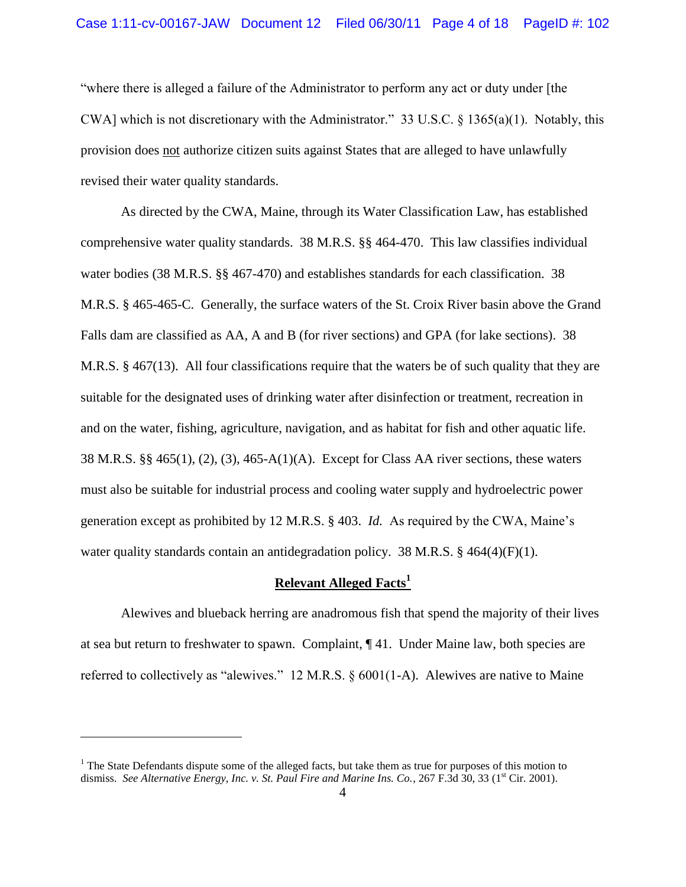"where there is alleged a failure of the Administrator to perform any act or duty under [the CWA] which is not discretionary with the Administrator." 33 U.S.C. § 1365(a)(1). Notably, this provision does not authorize citizen suits against States that are alleged to have unlawfully revised their water quality standards.

As directed by the CWA, Maine, through its Water Classification Law, has established comprehensive water quality standards. 38 M.R.S. §§ 464-470. This law classifies individual water bodies (38 M.R.S. §§ 467-470) and establishes standards for each classification. 38 M.R.S. § 465-465-C. Generally, the surface waters of the St. Croix River basin above the Grand Falls dam are classified as AA, A and B (for river sections) and GPA (for lake sections). 38 M.R.S. § 467(13). All four classifications require that the waters be of such quality that they are suitable for the designated uses of drinking water after disinfection or treatment, recreation in and on the water, fishing, agriculture, navigation, and as habitat for fish and other aquatic life. 38 M.R.S. §§ 465(1), (2), (3), 465-A(1)(A). Except for Class AA river sections, these waters must also be suitable for industrial process and cooling water supply and hydroelectric power generation except as prohibited by 12 M.R.S. § 403. *Id.* As required by the CWA, Maine's water quality standards contain an antidegradation policy. 38 M.R.S. § 464(4)(F)(1).

## Relevant Alleged Facts[1]

Alewives and blueback herring are anadromous fish that spend the majority of their lives at sea but return to freshwater to spawn. Complaint, ¶ 41. Under Maine law, both species are referred to collectively as "alewives." 12 M.R.S. § 6001(1-A). Alewives are native to Maine

---

[1] The State Defendants dispute some of the alleged facts, but take them as true for purposes of this motion to dismiss. *See Alternative Energy, Inc. v. St. Paul Fire and Marine Ins. Co.*, 267 F.3d 30, 33 (1st Cir. 2001).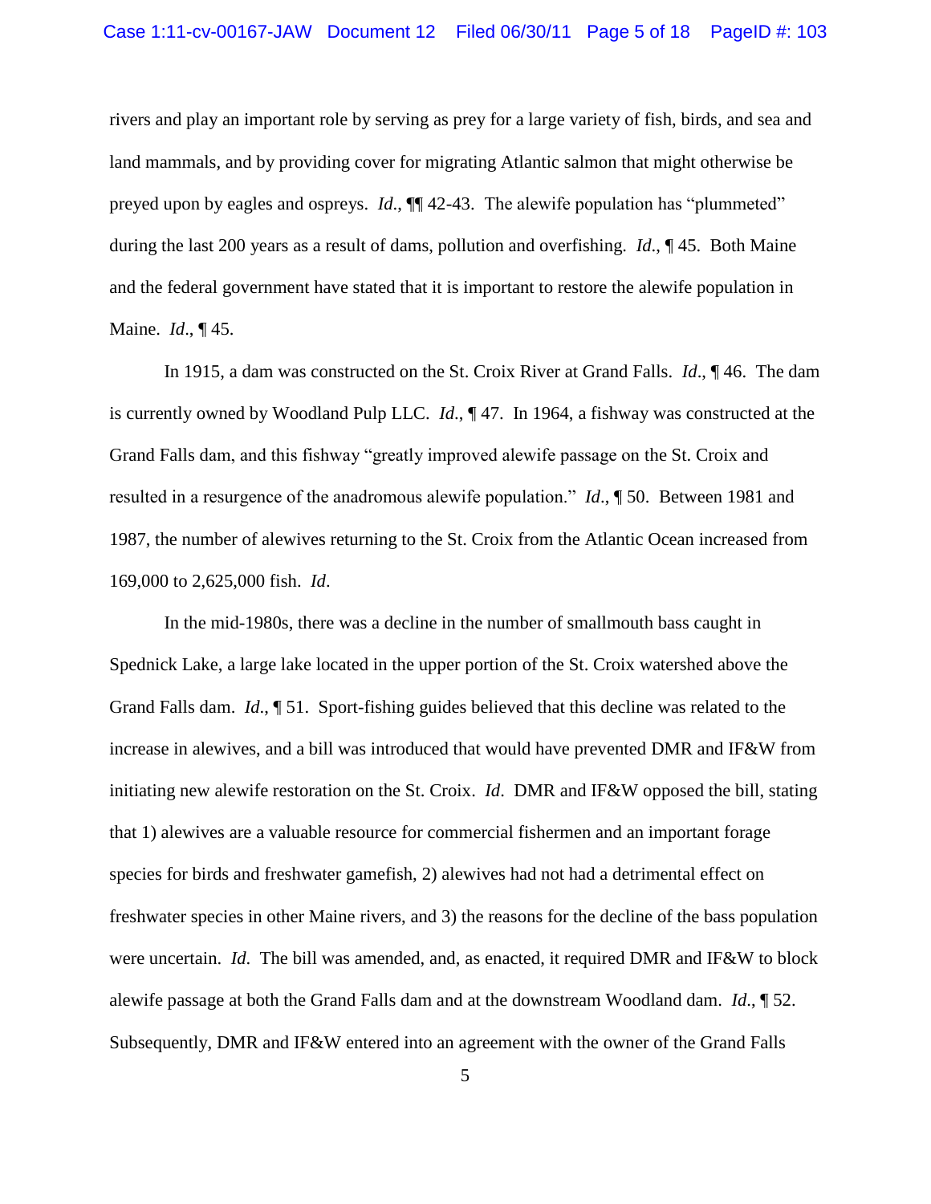rivers and play an important role by serving as prey for a large variety of fish, birds, and sea and land mammals, and by providing cover for migrating Atlantic salmon that might otherwise be preyed upon by eagles and ospreys. *Id*., ¶¶ 42-43. The alewife population has "plummeted" during the last 200 years as a result of dams, pollution and overfishing. *Id*., ¶ 45. Both Maine and the federal government have stated that it is important to restore the alewife population in Maine. *Id*., ¶ 45.

In 1915, a dam was constructed on the St. Croix River at Grand Falls. *Id*., ¶ 46. The dam is currently owned by Woodland Pulp LLC. *Id*., ¶ 47. In 1964, a fishway was constructed at the Grand Falls dam, and this fishway "greatly improved alewife passage on the St. Croix and resulted in a resurgence of the anadromous alewife population." *Id*., ¶ 50. Between 1981 and 1987, the number of alewives returning to the St. Croix from the Atlantic Ocean increased from 169,000 to 2,625,000 fish. *Id*.

In the mid-1980s, there was a decline in the number of smallmouth bass caught in Spednick Lake, a large lake located in the upper portion of the St. Croix watershed above the Grand Falls dam. *Id*., ¶ 51. Sport-fishing guides believed that this decline was related to the increase in alewives, and a bill was introduced that would have prevented DMR and IF&W from initiating new alewife restoration on the St. Croix. *Id*. DMR and IF&W opposed the bill, stating that 1) alewives are a valuable resource for commercial fishermen and an important forage species for birds and freshwater gamefish, 2) alewives had not had a detrimental effect on freshwater species in other Maine rivers, and 3) the reasons for the decline of the bass population were uncertain. *Id*. The bill was amended, and, as enacted, it required DMR and IF&W to block alewife passage at both the Grand Falls dam and at the downstream Woodland dam. *Id*., ¶ 52. Subsequently, DMR and IF&W entered into an agreement with the owner of the Grand Falls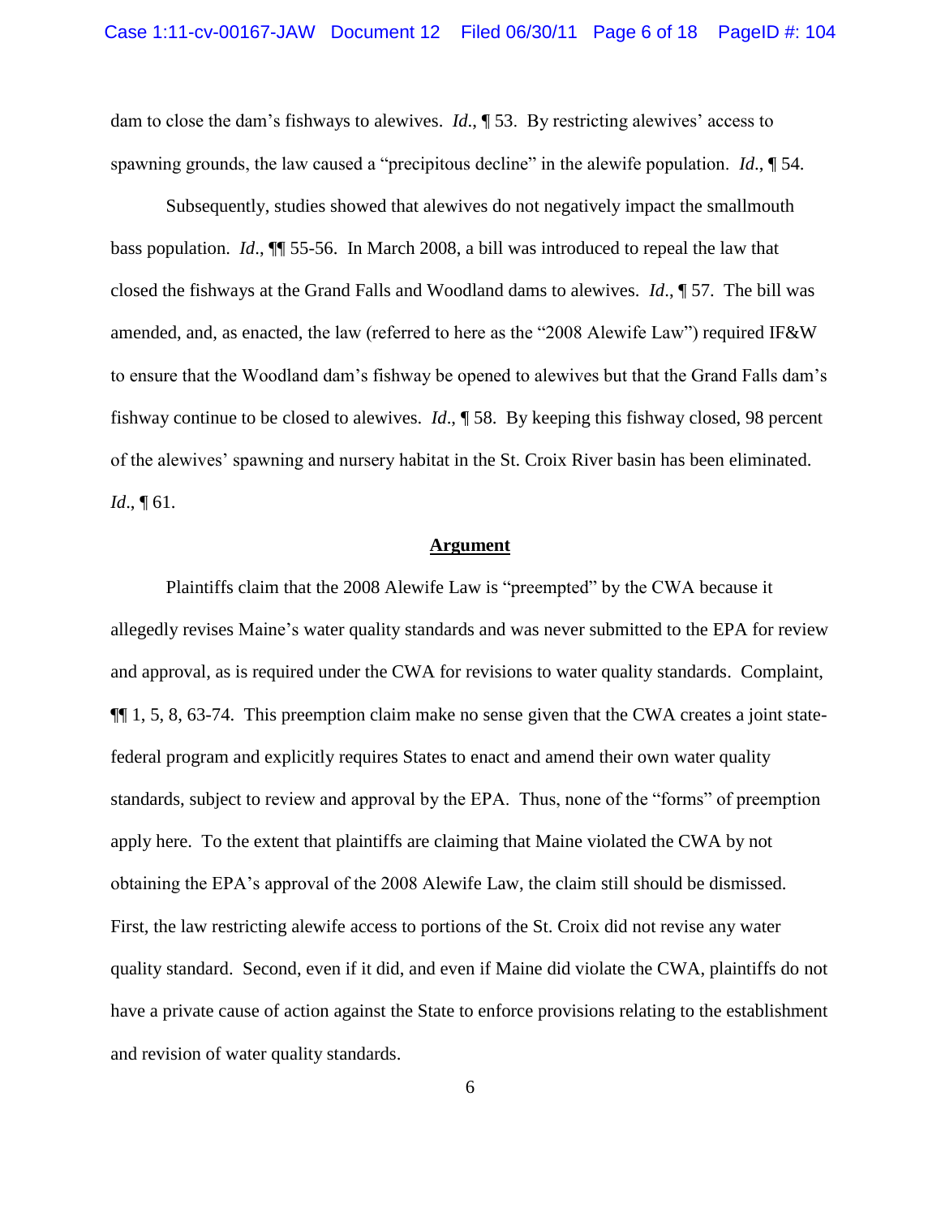dam to close the dam's fishways to alewives. *Id*., ¶ 53. By restricting alewives' access to spawning grounds, the law caused a "precipitous decline" in the alewife population. *Id*., ¶ 54.

Subsequently, studies showed that alewives do not negatively impact the smallmouth bass population. *Id*., ¶¶ 55-56. In March 2008, a bill was introduced to repeal the law that closed the fishways at the Grand Falls and Woodland dams to alewives. *Id*., ¶ 57. The bill was amended, and, as enacted, the law (referred to here as the "2008 Alewife Law") required IF&W to ensure that the Woodland dam's fishway be opened to alewives but that the Grand Falls dam's fishway continue to be closed to alewives. *Id*., ¶ 58. By keeping this fishway closed, 98 percent of the alewives' spawning and nursery habitat in the St. Croix River basin has been eliminated. *Id*., ¶ 61.

## **<u>Argument</u>**

Plaintiffs claim that the 2008 Alewife Law is "preempted" by the CWA because it allegedly revises Maine's water quality standards and was never submitted to the EPA for review and approval, as is required under the CWA for revisions to water quality standards. Complaint, ¶¶ 1, 5, 8, 63-74. This preemption claim make no sense given that the CWA creates a joint state-federal program and explicitly requires States to enact and amend their own water quality standards, subject to review and approval by the EPA. Thus, none of the "forms" of preemption apply here. To the extent that plaintiffs are claiming that Maine violated the CWA by not obtaining the EPA's approval of the 2008 Alewife Law, the claim still should be dismissed. First, the law restricting alewife access to portions of the St. Croix did not revise any water quality standard. Second, even if it did, and even if Maine did violate the CWA, plaintiffs do not have a private cause of action against the State to enforce provisions relating to the establishment and revision of water quality standards.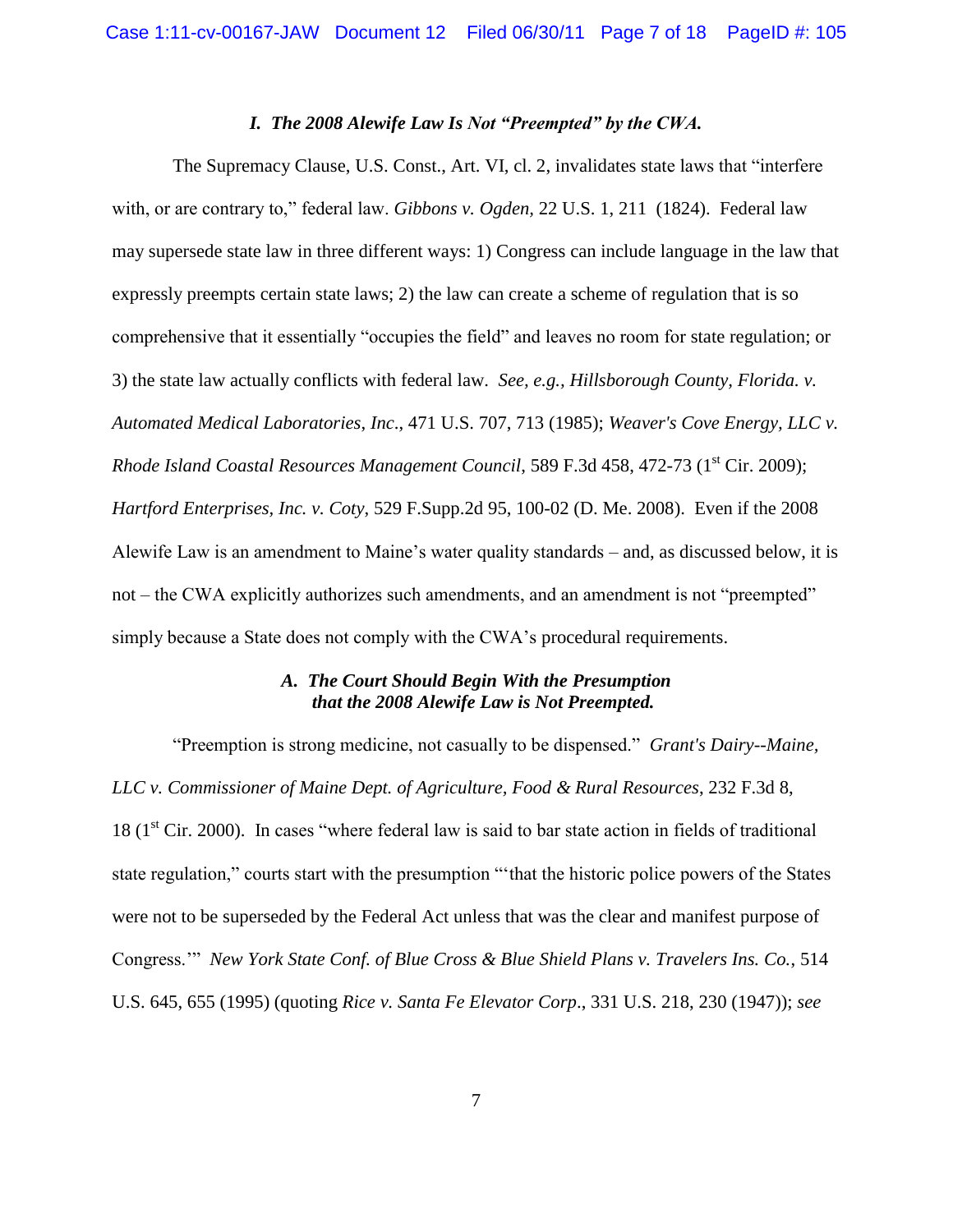### *I. The 2008 Alewife Law Is Not "Preempted" by the CWA.*

The Supremacy Clause, U.S. Const., Art. VI, cl. 2, invalidates state laws that "interfere with, or are contrary to," federal law. *Gibbons v. Ogden,* 22 U.S. 1, 211 (1824). Federal law may supersede state law in three different ways: 1) Congress can include language in the law that expressly preempts certain state laws; 2) the law can create a scheme of regulation that is so comprehensive that it essentially "occupies the field" and leaves no room for state regulation; or 3) the state law actually conflicts with federal law. *See, e.g., Hillsborough County, Florida. v. Automated Medical Laboratories, Inc*., 471 U.S. 707, 713 (1985); *Weaver's Cove Energy, LLC v. Rhode Island Coastal Resources Management Council*, 589 F.3d 458, 472-73 (1st Cir. 2009); *Hartford Enterprises, Inc. v. Coty*, 529 F.Supp.2d 95, 100-02 (D. Me. 2008). Even if the 2008 Alewife Law is an amendment to Maine's water quality standards – and, as discussed below, it is not – the CWA explicitly authorizes such amendments, and an amendment is not "preempted" simply because a State does not comply with the CWA's procedural requirements.

#### *A. The Court Should Begin With the Presumption that the 2008 Alewife Law is Not Preempted.*

"Preemption is strong medicine, not casually to be dispensed." *Grant's Dairy--Maine, LLC v. Commissioner of Maine Dept. of Agriculture, Food & Rural Resources*, 232 F.3d 8, 18 (1st Cir. 2000). In cases "where federal law is said to bar state action in fields of traditional state regulation," courts start with the presumption "'that the historic police powers of the States were not to be superseded by the Federal Act unless that was the clear and manifest purpose of Congress.'" *New York State Conf. of Blue Cross & Blue Shield Plans v. Travelers Ins. Co.*, 514 U.S. 645, 655 (1995) (quoting *Rice v. Santa Fe Elevator Corp*., 331 U.S. 218, 230 (1947)); *see*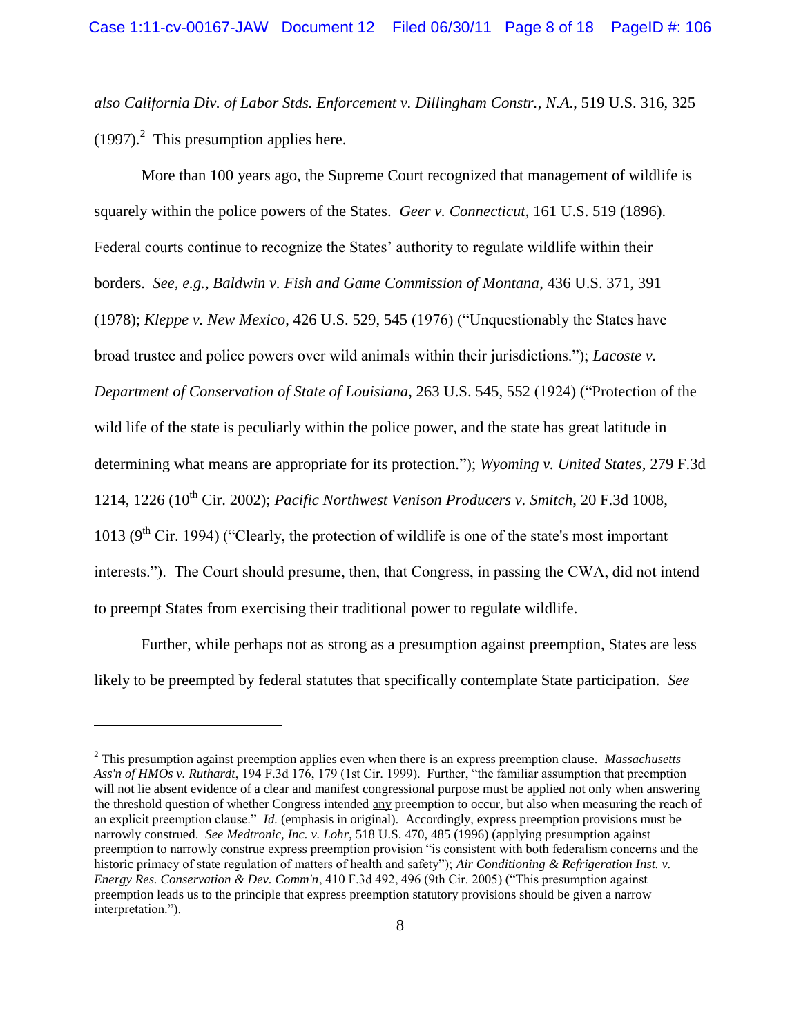*also California Div. of Labor Stds. Enforcement v. Dillingham Constr., N.A.*, 519 U.S. 316, 325 (1997).[2] This presumption applies here.

More than 100 years ago, the Supreme Court recognized that management of wildlife is squarely within the police powers of the States. *Geer v. Connecticut*, 161 U.S. 519 (1896). Federal courts continue to recognize the States' authority to regulate wildlife within their borders. *See, e.g., Baldwin v. Fish and Game Commission of Montana*, 436 U.S. 371, 391 (1978); *Kleppe v. New Mexico*, 426 U.S. 529, 545 (1976) ("Unquestionably the States have broad trustee and police powers over wild animals within their jurisdictions."); *Lacoste v. Department of Conservation of State of Louisiana*, 263 U.S. 545, 552 (1924) ("Protection of the wild life of the state is peculiarly within the police power, and the state has great latitude in determining what means are appropriate for its protection."); *Wyoming v. United States*, 279 F.3d 1214, 1226 (10th Cir. 2002); *Pacific Northwest Venison Producers v. Smitch*, 20 F.3d 1008, 1013 (9th Cir. 1994) ("Clearly, the protection of wildlife is one of the state's most important interests."). The Court should presume, then, that Congress, in passing the CWA, did not intend to preempt States from exercising their traditional power to regulate wildlife.

Further, while perhaps not as strong as a presumption against preemption, States are less likely to be preempted by federal statutes that specifically contemplate State participation. *See*

---

[2] This presumption against preemption applies even when there is an express preemption clause. *Massachusetts Ass'n of HMOs v. Ruthardt*, 194 F.3d 176, 179 (1st Cir. 1999). Further, "the familiar assumption that preemption will not lie absent evidence of a clear and manifest congressional purpose must be applied not only when answering the threshold question of whether Congress intended <u>any</u> preemption to occur, but also when measuring the reach of an explicit preemption clause." *Id.* (emphasis in original). Accordingly, express preemption provisions must be narrowly construed. *See Medtronic, Inc. v. Lohr*, 518 U.S. 470, 485 (1996) (applying presumption against preemption to narrowly construe express preemption provision "is consistent with both federalism concerns and the historic primacy of state regulation of matters of health and safety"); *Air Conditioning & Refrigeration Inst. v. Energy Res. Conservation & Dev. Comm'n*, 410 F.3d 492, 496 (9th Cir. 2005) ("This presumption against preemption leads us to the principle that express preemption statutory provisions should be given a narrow interpretation.").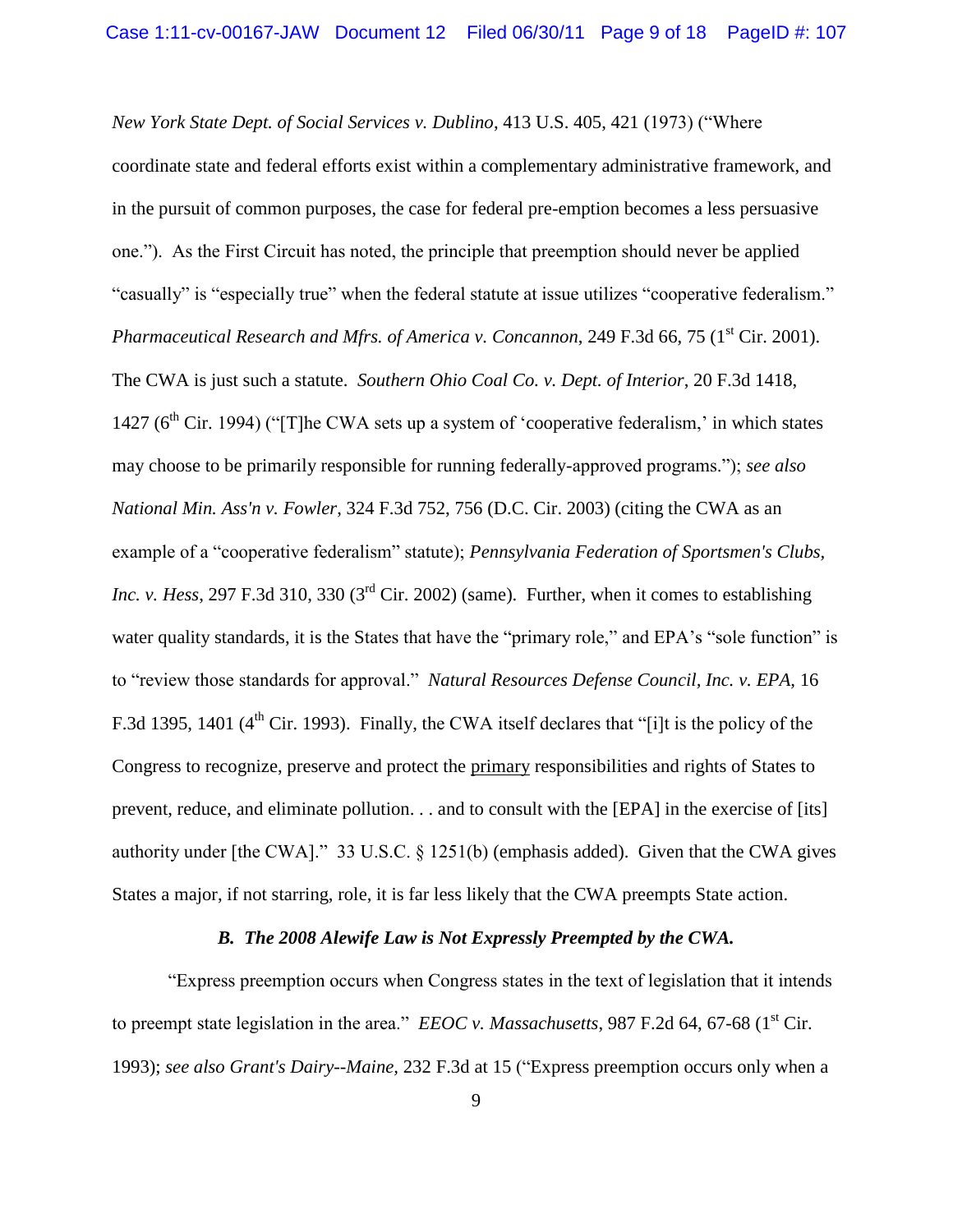*New York State Dept. of Social Services v. Dublino*, 413 U.S. 405, 421 (1973) ("Where coordinate state and federal efforts exist within a complementary administrative framework, and in the pursuit of common purposes, the case for federal pre-emption becomes a less persuasive one."). As the First Circuit has noted, the principle that preemption should never be applied "casually" is "especially true" when the federal statute at issue utilizes "cooperative federalism." *Pharmaceutical Research and Mfrs. of America v. Concannon*, 249 F.3d 66, 75 (1st Cir. 2001). The CWA is just such a statute. *Southern Ohio Coal Co. v. Dept. of Interior*, 20 F.3d 1418, 1427 (6th Cir. 1994) ("[T]he CWA sets up a system of 'cooperative federalism,' in which states may choose to be primarily responsible for running federally-approved programs."); *see also National Min. Ass'n v. Fowler*, 324 F.3d 752, 756 (D.C. Cir. 2003) (citing the CWA as an example of a "cooperative federalism" statute); *Pennsylvania Federation of Sportsmen's Clubs, Inc. v. Hess*, 297 F.3d 310, 330 (3rd Cir. 2002) (same). Further, when it comes to establishing water quality standards, it is the States that have the "primary role," and EPA's "sole function" is to "review those standards for approval." *Natural Resources Defense Council, Inc. v. EPA*, 16 F.3d 1395, 1401 (4th Cir. 1993). Finally, the CWA itself declares that "[i]t is the policy of the Congress to recognize, preserve and protect the <u>primary</u> responsibilities and rights of States to prevent, reduce, and eliminate pollution. . . and to consult with the [EPA] in the exercise of [its] authority under [the CWA]." 33 U.S.C. § 1251(b) (emphasis added). Given that the CWA gives States a major, if not starring, role, it is far less likely that the CWA preempts State action.

### *B. The 2008 Alewife Law is Not Expressly Preempted by the CWA.*

"Express preemption occurs when Congress states in the text of legislation that it intends to preempt state legislation in the area." *EEOC v. Massachusetts*, 987 F.2d 64, 67-68 (1st Cir. 1993); *see also Grant's Dairy--Maine,* 232 F.3d at 15 ("Express preemption occurs only when a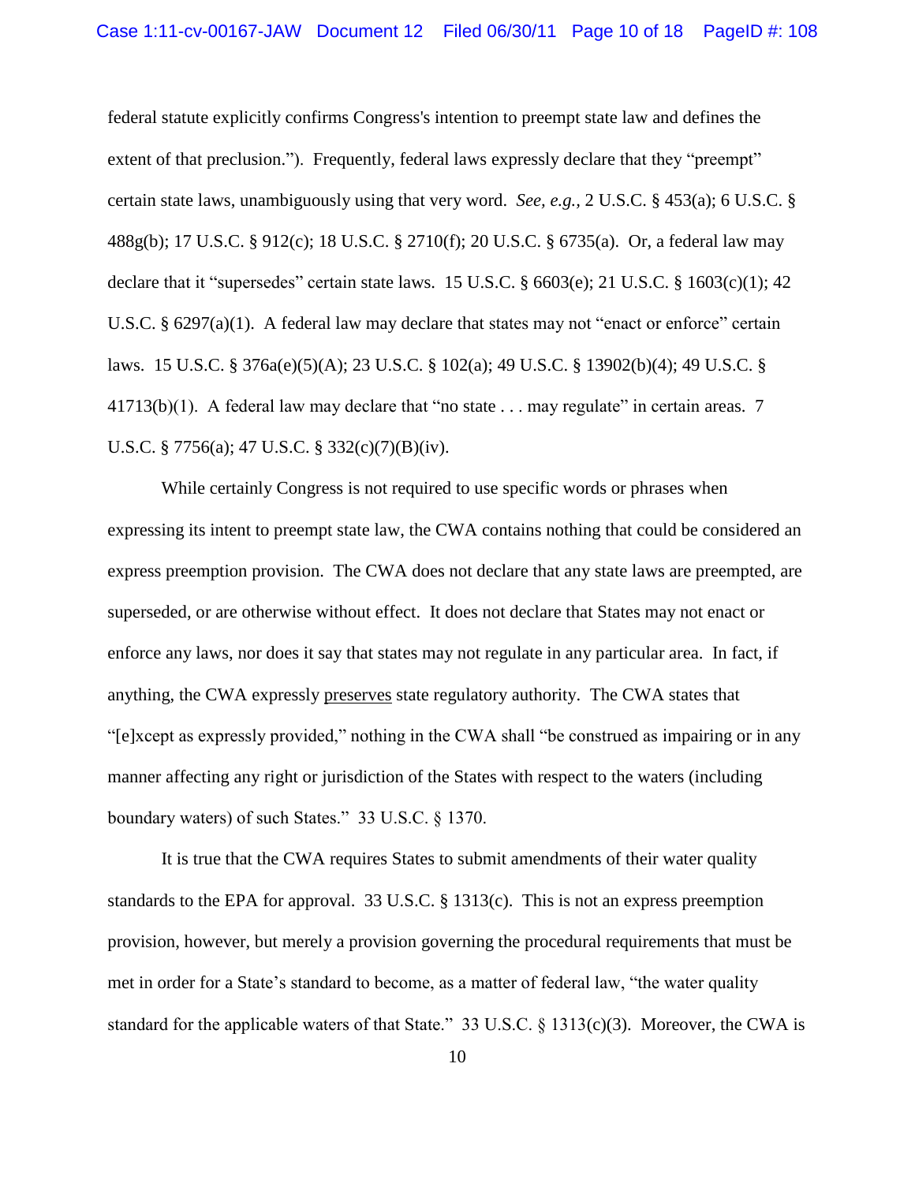federal statute explicitly confirms Congress's intention to preempt state law and defines the extent of that preclusion."). Frequently, federal laws expressly declare that they "preempt" certain state laws, unambiguously using that very word. *See, e.g.*, 2 U.S.C. § 453(a); 6 U.S.C. § 488g(b); 17 U.S.C. § 912(c); 18 U.S.C. § 2710(f); 20 U.S.C. § 6735(a). Or, a federal law may declare that it "supersedes" certain state laws. 15 U.S.C. § 6603(e); 21 U.S.C. § 1603(c)(1); 42 U.S.C. § 6297(a)(1). A federal law may declare that states may not "enact or enforce" certain laws. 15 U.S.C. § 376a(e)(5)(A); 23 U.S.C. § 102(a); 49 U.S.C. § 13902(b)(4); 49 U.S.C. § 41713(b)(1). A federal law may declare that "no state . . . may regulate" in certain areas. 7 U.S.C. § 7756(a); 47 U.S.C. § 332(c)(7)(B)(iv).

While certainly Congress is not required to use specific words or phrases when expressing its intent to preempt state law, the CWA contains nothing that could be considered an express preemption provision. The CWA does not declare that any state laws are preempted, are superseded, or are otherwise without effect. It does not declare that States may not enact or enforce any laws, nor does it say that states may not regulate in any particular area. In fact, if anything, the CWA expressly <u>preserves</u> state regulatory authority. The CWA states that "[e]xcept as expressly provided," nothing in the CWA shall "be construed as impairing or in any manner affecting any right or jurisdiction of the States with respect to the waters (including boundary waters) of such States." 33 U.S.C. § 1370.

It is true that the CWA requires States to submit amendments of their water quality standards to the EPA for approval. 33 U.S.C. § 1313(c). This is not an express preemption provision, however, but merely a provision governing the procedural requirements that must be met in order for a State's standard to become, as a matter of federal law, "the water quality standard for the applicable waters of that State." 33 U.S.C. § 1313(c)(3). Moreover, the CWA is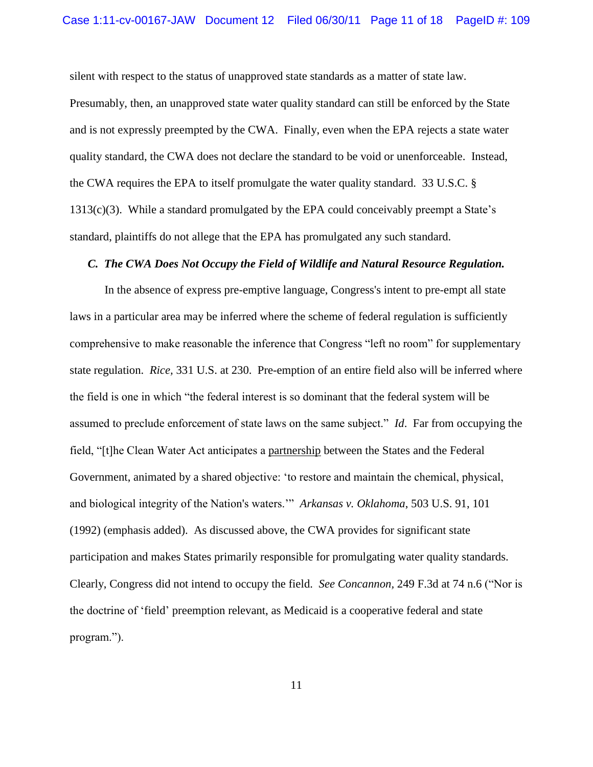silent with respect to the status of unapproved state standards as a matter of state law. Presumably, then, an unapproved state water quality standard can still be enforced by the State and is not expressly preempted by the CWA. Finally, even when the EPA rejects a state water quality standard, the CWA does not declare the standard to be void or unenforceable. Instead, the CWA requires the EPA to itself promulgate the water quality standard. 33 U.S.C. § 1313(c)(3). While a standard promulgated by the EPA could conceivably preempt a State's standard, plaintiffs do not allege that the EPA has promulgated any such standard.

***C. The CWA Does Not Occupy the Field of Wildlife and Natural Resource Regulation.***

In the absence of express pre-emptive language, Congress's intent to pre-empt all state laws in a particular area may be inferred where the scheme of federal regulation is sufficiently comprehensive to make reasonable the inference that Congress "left no room" for supplementary state regulation. *Rice*, 331 U.S. at 230. Pre-emption of an entire field also will be inferred where the field is one in which "the federal interest is so dominant that the federal system will be assumed to preclude enforcement of state laws on the same subject." *Id*. Far from occupying the field, "[t]he Clean Water Act anticipates a <u>partnership</u> between the States and the Federal Government, animated by a shared objective: 'to restore and maintain the chemical, physical, and biological integrity of the Nation's waters.'" *Arkansas v. Oklahoma*, 503 U.S. 91, 101 (1992) (emphasis added). As discussed above, the CWA provides for significant state participation and makes States primarily responsible for promulgating water quality standards. Clearly, Congress did not intend to occupy the field. *See Concannon*, 249 F.3d at 74 n.6 ("Nor is the doctrine of 'field' preemption relevant, as Medicaid is a cooperative federal and state program.").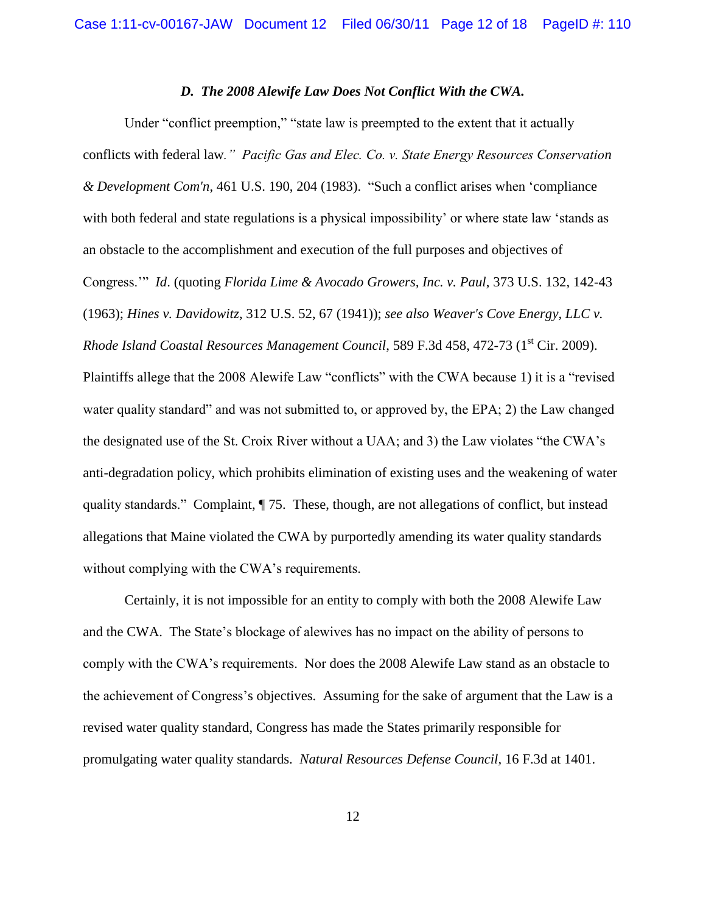### *D. The 2008 Alewife Law Does Not Conflict With the CWA.*

Under "conflict preemption," "state law is preempted to the extent that it actually conflicts with federal law*."* *Pacific Gas and Elec. Co. v. State Energy Resources Conservation & Development Com'n*, 461 U.S. 190, 204 (1983). "Such a conflict arises when 'compliance with both federal and state regulations is a physical impossibility' or where state law 'stands as an obstacle to the accomplishment and execution of the full purposes and objectives of Congress.'" *Id*. (quoting *Florida Lime & Avocado Growers, Inc. v. Paul*, 373 U.S. 132, 142-43 (1963); *Hines v. Davidowitz*, 312 U.S. 52, 67 (1941)); *see also Weaver's Cove Energy, LLC v. Rhode Island Coastal Resources Management Council*, 589 F.3d 458, 472-73 (1st Cir. 2009). Plaintiffs allege that the 2008 Alewife Law "conflicts" with the CWA because 1) it is a "revised water quality standard" and was not submitted to, or approved by, the EPA; 2) the Law changed the designated use of the St. Croix River without a UAA; and 3) the Law violates "the CWA's anti-degradation policy, which prohibits elimination of existing uses and the weakening of water quality standards." Complaint, ¶ 75. These, though, are not allegations of conflict, but instead allegations that Maine violated the CWA by purportedly amending its water quality standards without complying with the CWA's requirements.

Certainly, it is not impossible for an entity to comply with both the 2008 Alewife Law and the CWA. The State's blockage of alewives has no impact on the ability of persons to comply with the CWA's requirements. Nor does the 2008 Alewife Law stand as an obstacle to the achievement of Congress's objectives. Assuming for the sake of argument that the Law is a revised water quality standard, Congress has made the States primarily responsible for promulgating water quality standards. *Natural Resources Defense Council*, 16 F.3d at 1401.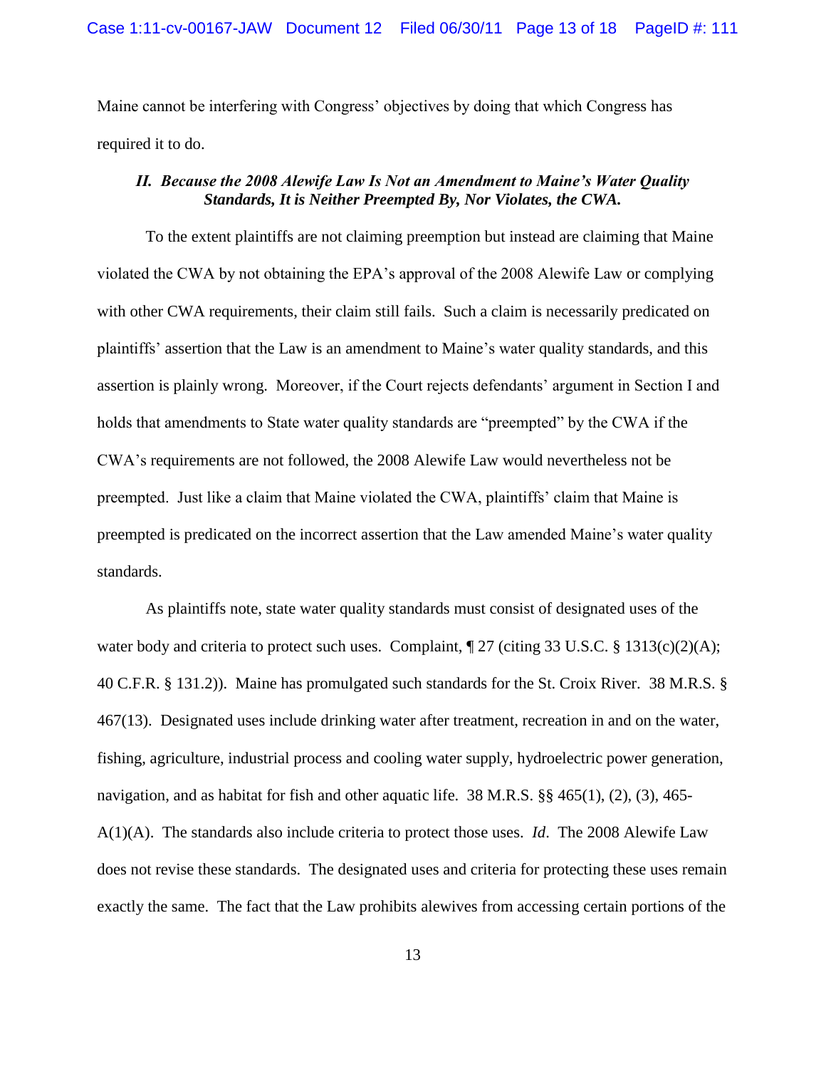Maine cannot be interfering with Congress' objectives by doing that which Congress has required it to do.

### *II. Because the 2008 Alewife Law Is Not an Amendment to Maine's Water Quality Standards, It is Neither Preempted By, Nor Violates, the CWA.*

To the extent plaintiffs are not claiming preemption but instead are claiming that Maine violated the CWA by not obtaining the EPA's approval of the 2008 Alewife Law or complying with other CWA requirements, their claim still fails. Such a claim is necessarily predicated on plaintiffs' assertion that the Law is an amendment to Maine's water quality standards, and this assertion is plainly wrong. Moreover, if the Court rejects defendants' argument in Section I and holds that amendments to State water quality standards are "preempted" by the CWA if the CWA's requirements are not followed, the 2008 Alewife Law would nevertheless not be preempted. Just like a claim that Maine violated the CWA, plaintiffs' claim that Maine is preempted is predicated on the incorrect assertion that the Law amended Maine's water quality standards.

As plaintiffs note, state water quality standards must consist of designated uses of the water body and criteria to protect such uses. Complaint, ¶ 27 (citing 33 U.S.C. § 1313(c)(2)(A); 40 C.F.R. § 131.2)). Maine has promulgated such standards for the St. Croix River. 38 M.R.S. § 467(13). Designated uses include drinking water after treatment, recreation in and on the water, fishing, agriculture, industrial process and cooling water supply, hydroelectric power generation, navigation, and as habitat for fish and other aquatic life. 38 M.R.S. §§ 465(1), (2), (3), 465-A(1)(A). The standards also include criteria to protect those uses. *Id*. The 2008 Alewife Law does not revise these standards. The designated uses and criteria for protecting these uses remain exactly the same. The fact that the Law prohibits alewives from accessing certain portions of the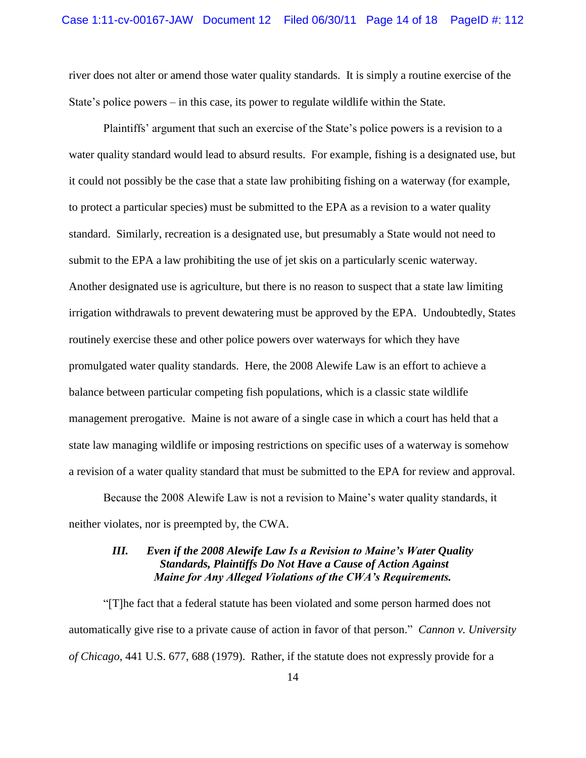river does not alter or amend those water quality standards. It is simply a routine exercise of the State's police powers – in this case, its power to regulate wildlife within the State.

Plaintiffs' argument that such an exercise of the State's police powers is a revision to a water quality standard would lead to absurd results. For example, fishing is a designated use, but it could not possibly be the case that a state law prohibiting fishing on a waterway (for example, to protect a particular species) must be submitted to the EPA as a revision to a water quality standard. Similarly, recreation is a designated use, but presumably a State would not need to submit to the EPA a law prohibiting the use of jet skis on a particularly scenic waterway. Another designated use is agriculture, but there is no reason to suspect that a state law limiting irrigation withdrawals to prevent dewatering must be approved by the EPA. Undoubtedly, States routinely exercise these and other police powers over waterways for which they have promulgated water quality standards. Here, the 2008 Alewife Law is an effort to achieve a balance between particular competing fish populations, which is a classic state wildlife management prerogative. Maine is not aware of a single case in which a court has held that a state law managing wildlife or imposing restrictions on specific uses of a waterway is somehow a revision of a water quality standard that must be submitted to the EPA for review and approval.

Because the 2008 Alewife Law is not a revision to Maine's water quality standards, it neither violates, nor is preempted by, the CWA.

### *III. Even if the 2008 Alewife Law Is a Revision to Maine's Water Quality Standards, Plaintiffs Do Not Have a Cause of Action Against Maine for Any Alleged Violations of the CWA's Requirements.*

"[T]he fact that a federal statute has been violated and some person harmed does not automatically give rise to a private cause of action in favor of that person." *Cannon v. University of Chicago*, 441 U.S. 677, 688 (1979). Rather, if the statute does not expressly provide for a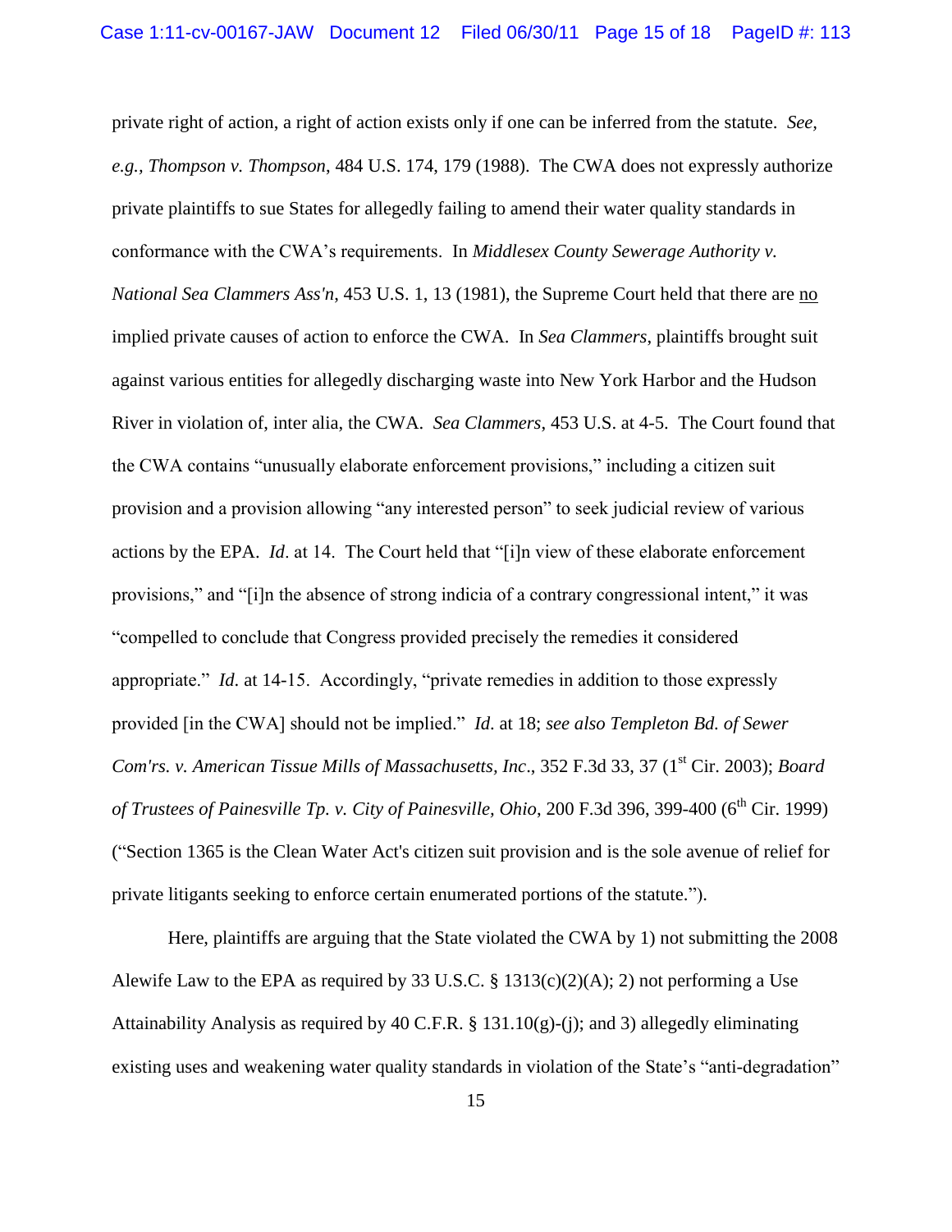private right of action, a right of action exists only if one can be inferred from the statute. *See, e.g.*, *Thompson v. Thompson*, 484 U.S. 174, 179 (1988). The CWA does not expressly authorize private plaintiffs to sue States for allegedly failing to amend their water quality standards in conformance with the CWA's requirements. In *Middlesex County Sewerage Authority v. National Sea Clammers Ass'n*, 453 U.S. 1, 13 (1981), the Supreme Court held that there are <u>no</u> implied private causes of action to enforce the CWA. In *Sea Clammers*, plaintiffs brought suit against various entities for allegedly discharging waste into New York Harbor and the Hudson River in violation of, inter alia, the CWA. *Sea Clammers*, 453 U.S. at 4-5. The Court found that the CWA contains "unusually elaborate enforcement provisions," including a citizen suit provision and a provision allowing "any interested person" to seek judicial review of various actions by the EPA. *Id*. at 14. The Court held that "[i]n view of these elaborate enforcement provisions," and "[i]n the absence of strong indicia of a contrary congressional intent," it was "compelled to conclude that Congress provided precisely the remedies it considered appropriate." *Id*. at 14-15. Accordingly, "private remedies in addition to those expressly provided [in the CWA] should not be implied." *Id*. at 18; *see also Templeton Bd. of Sewer Com'rs. v. American Tissue Mills of Massachusetts, Inc*., 352 F.3d 33, 37 (1st Cir. 2003); *Board of Trustees of Painesville Tp. v. City of Painesville, Ohio*, 200 F.3d 396, 399-400 (6th Cir. 1999) ("Section 1365 is the Clean Water Act's citizen suit provision and is the sole avenue of relief for private litigants seeking to enforce certain enumerated portions of the statute.").

Here, plaintiffs are arguing that the State violated the CWA by 1) not submitting the 2008 Alewife Law to the EPA as required by 33 U.S.C. § 1313(c)(2)(A); 2) not performing a Use Attainability Analysis as required by 40 C.F.R. § 131.10(g)-(j); and 3) allegedly eliminating existing uses and weakening water quality standards in violation of the State's "anti-degradation"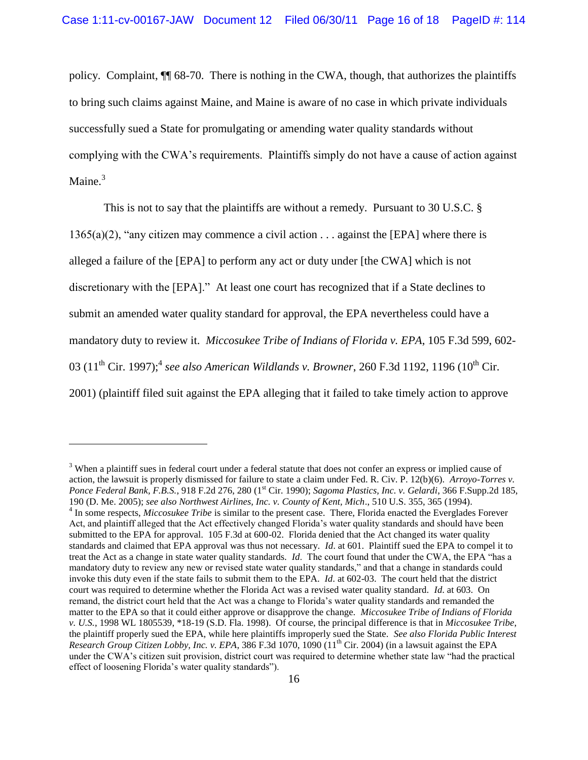policy. Complaint, ¶¶ 68-70. There is nothing in the CWA, though, that authorizes the plaintiffs to bring such claims against Maine, and Maine is aware of no case in which private individuals successfully sued a State for promulgating or amending water quality standards without complying with the CWA's requirements. Plaintiffs simply do not have a cause of action against Maine.[3]

This is not to say that the plaintiffs are without a remedy. Pursuant to 30 U.S.C. § 1365(a)(2), "any citizen may commence a civil action . . . against the [EPA] where there is alleged a failure of the [EPA] to perform any act or duty under [the CWA] which is not discretionary with the [EPA]." At least one court has recognized that if a State declines to submit an amended water quality standard for approval, the EPA nevertheless could have a mandatory duty to review it. *Miccosukee Tribe of Indians of Florida v. EPA*, 105 F.3d 599, 602-03 (11th Cir. 1997);[4] *see also American Wildlands v. Browner*, 260 F.3d 1192, 1196 (10th Cir. 2001) (plaintiff filed suit against the EPA alleging that it failed to take timely action to approve

---

[3] When a plaintiff sues in federal court under a federal statute that does not confer an express or implied cause of action, the lawsuit is properly dismissed for failure to state a claim under Fed. R. Civ. P. 12(b)(6). *Arroyo-Torres v. Ponce Federal Bank, F.B.S.*, 918 F.2d 276, 280 (1st Cir. 1990); *Sagoma Plastics, Inc. v. Gelardi*, 366 F.Supp.2d 185, 190 (D. Me. 2005); *see also Northwest Airlines, Inc. v. County of Kent, Mich*., 510 U.S. 355, 365 (1994).

[4] In some respects, *Miccosukee Tribe* is similar to the present case. There, Florida enacted the Everglades Forever Act, and plaintiff alleged that the Act effectively changed Florida's water quality standards and should have been submitted to the EPA for approval. 105 F.3d at 600-02. Florida denied that the Act changed its water quality standards and claimed that EPA approval was thus not necessary. *Id*. at 601. Plaintiff sued the EPA to compel it to treat the Act as a change in state water quality standards. *Id*. The court found that under the CWA, the EPA "has a mandatory duty to review any new or revised state water quality standards," and that a change in standards could invoke this duty even if the state fails to submit them to the EPA. *Id*. at 602-03. The court held that the district court was required to determine whether the Florida Act was a revised water quality standard. *Id*. at 603. On remand, the district court held that the Act was a change to Florida's water quality standards and remanded the matter to the EPA so that it could either approve or disapprove the change. *Miccosukee Tribe of Indians of Florida v. U.S.*, 1998 WL 1805539, *18-19 (S.D. Fla. 1998). Of course, the principal difference is that in *Miccosukee Tribe*, the plaintiff properly sued the EPA, while here plaintiffs improperly sued the State. *See also Florida Public Interest Research Group Citizen Lobby, Inc. v. EPA*, 386 F.3d 1070, 1090 (11th Cir. 2004) (in a lawsuit against the EPA under the CWA's citizen suit provision, district court was required to determine whether state law "had the practical effect of loosening Florida's water quality standards").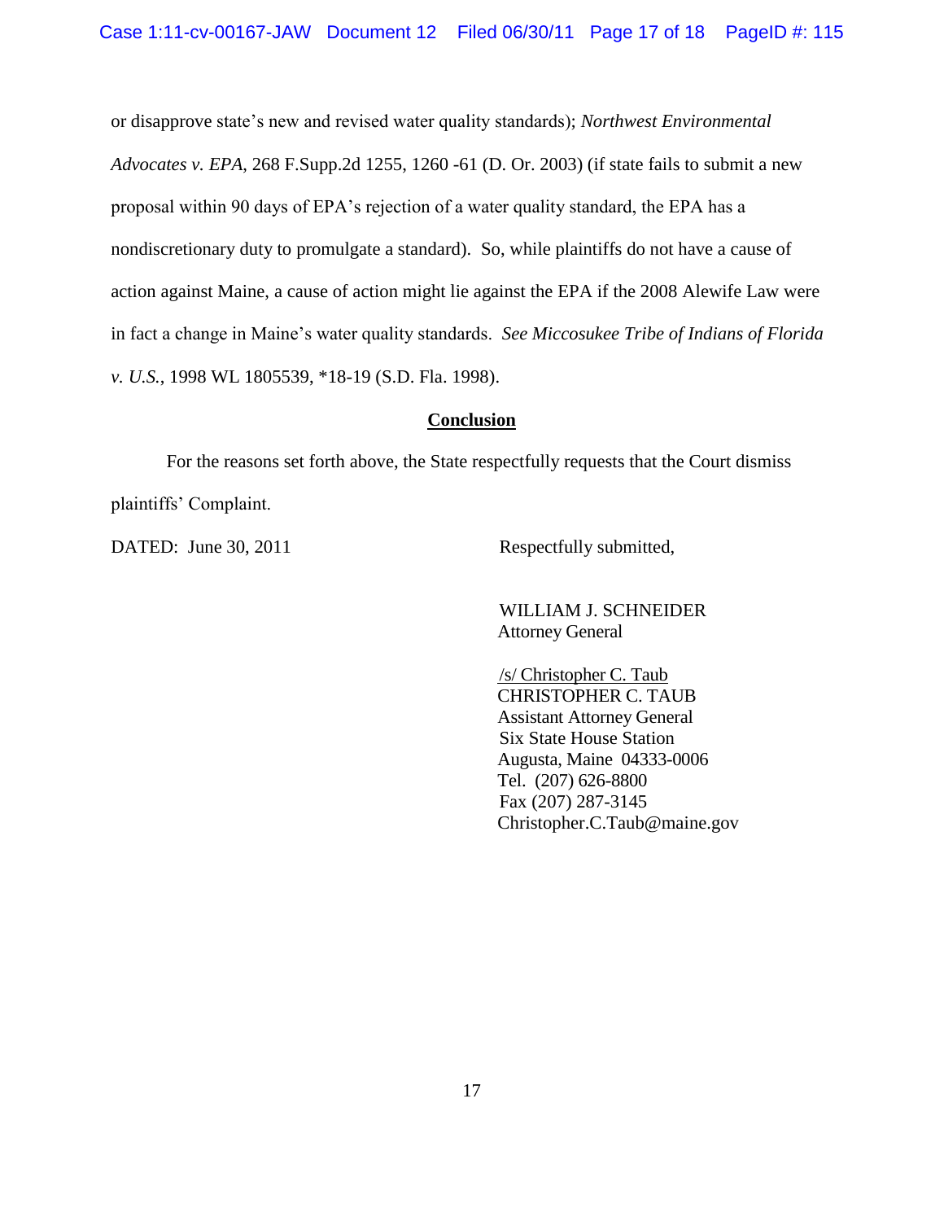or disapprove state's new and revised water quality standards); *Northwest Environmental Advocates v. EPA*, 268 F.Supp.2d 1255, 1260 -61 (D. Or. 2003) (if state fails to submit a new proposal within 90 days of EPA's rejection of a water quality standard, the EPA has a nondiscretionary duty to promulgate a standard). So, while plaintiffs do not have a cause of action against Maine, a cause of action might lie against the EPA if the 2008 Alewife Law were in fact a change in Maine's water quality standards. *See Miccosukee Tribe of Indians of Florida v. U.S.*, 1998 WL 1805539, *18-19 (S.D. Fla. 1998).

**Conclusion**

For the reasons set forth above, the State respectfully requests that the Court dismiss plaintiffs' Complaint.

DATED: June 30, 2011

Respectfully submitted,

WILLIAM J. SCHNEIDER
Attorney General

/s/ Christopher C. Taub
CHRISTOPHER C. TAUB
Assistant Attorney General
Six State House Station
Augusta, Maine 04333-0006
Tel. (207) 626-8800
Fax (207) 287-3145
Christopher.C.Taub@maine.gov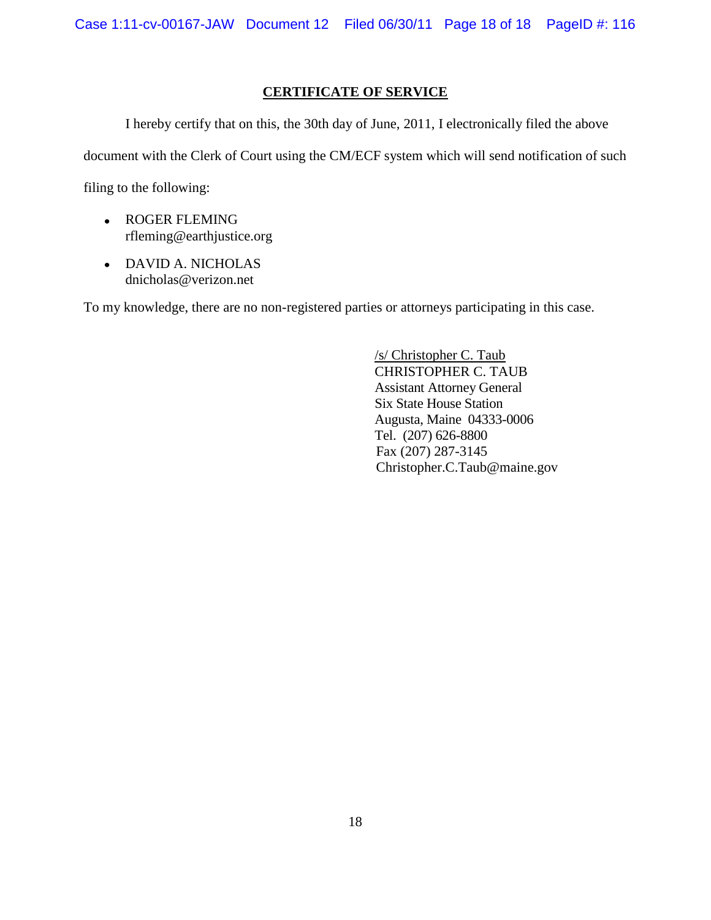## CERTIFICATE OF SERVICE

I hereby certify that on this, the 30th day of June, 2011, I electronically filed the above document with the Clerk of Court using the CM/ECF system which will send notification of such filing to the following:

- ROGER FLEMING
  rfleming@earthjustice.org
- DAVID A. NICHOLAS
  dnicholas@verizon.net

To my knowledge, there are no non-registered parties or attorneys participating in this case.

/s/ Christopher C. Taub
CHRISTOPHER C. TAUB
Assistant Attorney General
Six State House Station
Augusta, Maine 04333-0006
Tel. (207) 626-8800
Fax (207) 287-3145
Christopher.C.Taub@maine.gov